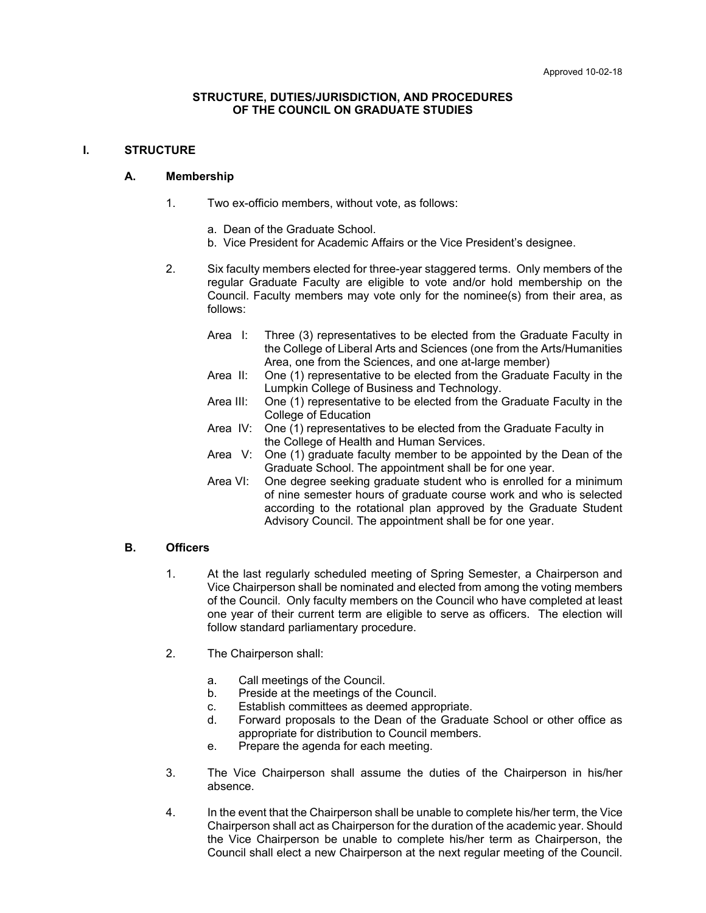Approved 10-02-18

# STRUCTURE, DUTIES/JURISDICTION, AND PROCEDURES OF THE COUNCIL ON GRADUATE STUDIES

## I. STRUCTURE

### A. Membership

1. Two ex-officio members, without vote, as follows:

   a. Dean of the Graduate School.
   b. Vice President for Academic Affairs or the Vice President's designee.

2. Six faculty members elected for three-year staggered terms. Only members of the regular Graduate Faculty are eligible to vote and/or hold membership on the Council. Faculty members may vote only for the nominee(s) from their area, as follows:

   Area I: Three (3) representatives to be elected from the Graduate Faculty in the College of Liberal Arts and Sciences (one from the Arts/Humanities Area, one from the Sciences, and one at-large member)
   Area II: One (1) representative to be elected from the Graduate Faculty in the Lumpkin College of Business and Technology.
   Area III: One (1) representative to be elected from the Graduate Faculty in the College of Education
   Area IV: One (1) representatives to be elected from the Graduate Faculty in the College of Health and Human Services.
   Area V: One (1) graduate faculty member to be appointed by the Dean of the Graduate School. The appointment shall be for one year.
   Area VI: One degree seeking graduate student who is enrolled for a minimum of nine semester hours of graduate course work and who is selected according to the rotational plan approved by the Graduate Student Advisory Council. The appointment shall be for one year.

### B. Officers

1. At the last regularly scheduled meeting of Spring Semester, a Chairperson and Vice Chairperson shall be nominated and elected from among the voting members of the Council. Only faculty members on the Council who have completed at least one year of their current term are eligible to serve as officers. The election will follow standard parliamentary procedure.

2. The Chairperson shall:

   a. Call meetings of the Council.
   b. Preside at the meetings of the Council.
   c. Establish committees as deemed appropriate.
   d. Forward proposals to the Dean of the Graduate School or other office as appropriate for distribution to Council members.
   e. Prepare the agenda for each meeting.

3. The Vice Chairperson shall assume the duties of the Chairperson in his/her absence.

4. In the event that the Chairperson shall be unable to complete his/her term, the Vice Chairperson shall act as Chairperson for the duration of the academic year. Should the Vice Chairperson be unable to complete his/her term as Chairperson, the Council shall elect a new Chairperson at the next regular meeting of the Council.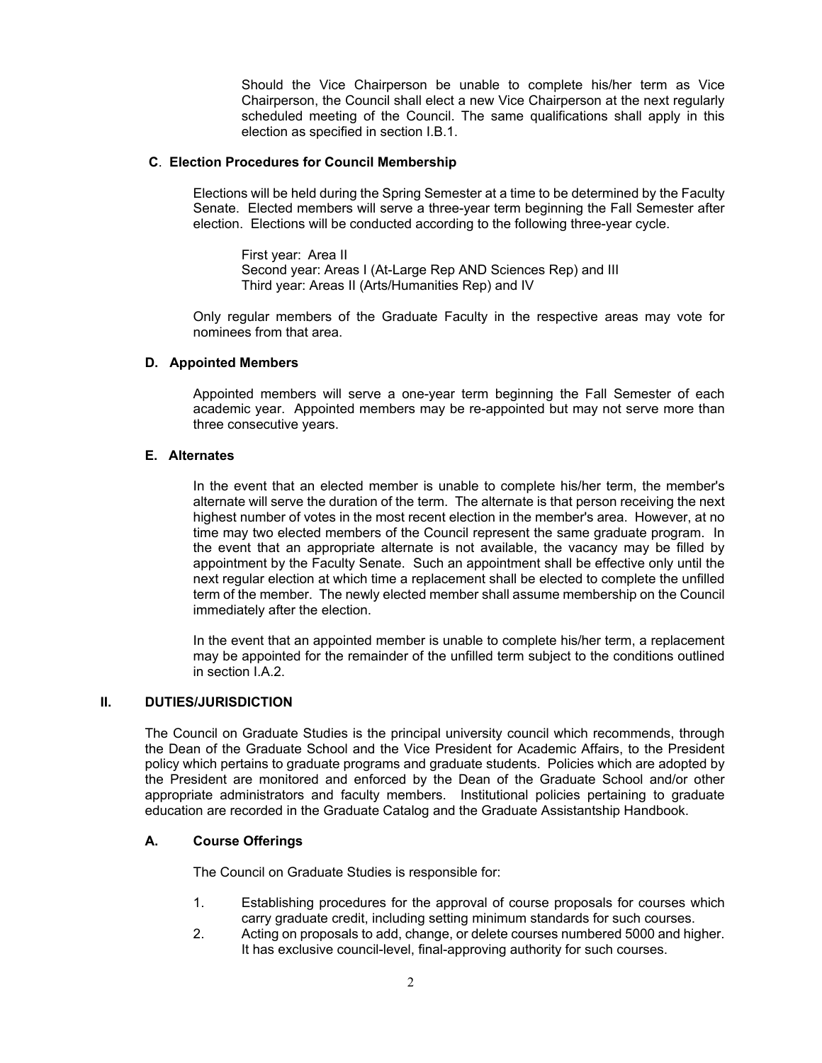Should the Vice Chairperson be unable to complete his/her term as Vice Chairperson, the Council shall elect a new Vice Chairperson at the next regularly scheduled meeting of the Council. The same qualifications shall apply in this election as specified in section I.B.1.

### C. Election Procedures for Council Membership

Elections will be held during the Spring Semester at a time to be determined by the Faculty Senate. Elected members will serve a three-year term beginning the Fall Semester after election. Elections will be conducted according to the following three-year cycle.

First year: Area II
Second year: Areas I (At-Large Rep AND Sciences Rep) and III
Third year: Areas II (Arts/Humanities Rep) and IV

Only regular members of the Graduate Faculty in the respective areas may vote for nominees from that area.

### D. Appointed Members

Appointed members will serve a one-year term beginning the Fall Semester of each academic year. Appointed members may be re-appointed but may not serve more than three consecutive years.

### E. Alternates

In the event that an elected member is unable to complete his/her term, the member's alternate will serve the duration of the term. The alternate is that person receiving the next highest number of votes in the most recent election in the member's area. However, at no time may two elected members of the Council represent the same graduate program. In the event that an appropriate alternate is not available, the vacancy may be filled by appointment by the Faculty Senate. Such an appointment shall be effective only until the next regular election at which time a replacement shall be elected to complete the unfilled term of the member. The newly elected member shall assume membership on the Council immediately after the election.

In the event that an appointed member is unable to complete his/her term, a replacement may be appointed for the remainder of the unfilled term subject to the conditions outlined in section I.A.2.

## II. DUTIES/JURISDICTION

The Council on Graduate Studies is the principal university council which recommends, through the Dean of the Graduate School and the Vice President for Academic Affairs, to the President policy which pertains to graduate programs and graduate students. Policies which are adopted by the President are monitored and enforced by the Dean of the Graduate School and/or other appropriate administrators and faculty members. Institutional policies pertaining to graduate education are recorded in the Graduate Catalog and the Graduate Assistantship Handbook.

### A. Course Offerings

The Council on Graduate Studies is responsible for:

1. Establishing procedures for the approval of course proposals for courses which carry graduate credit, including setting minimum standards for such courses.
2. Acting on proposals to add, change, or delete courses numbered 5000 and higher. It has exclusive council-level, final-approving authority for such courses.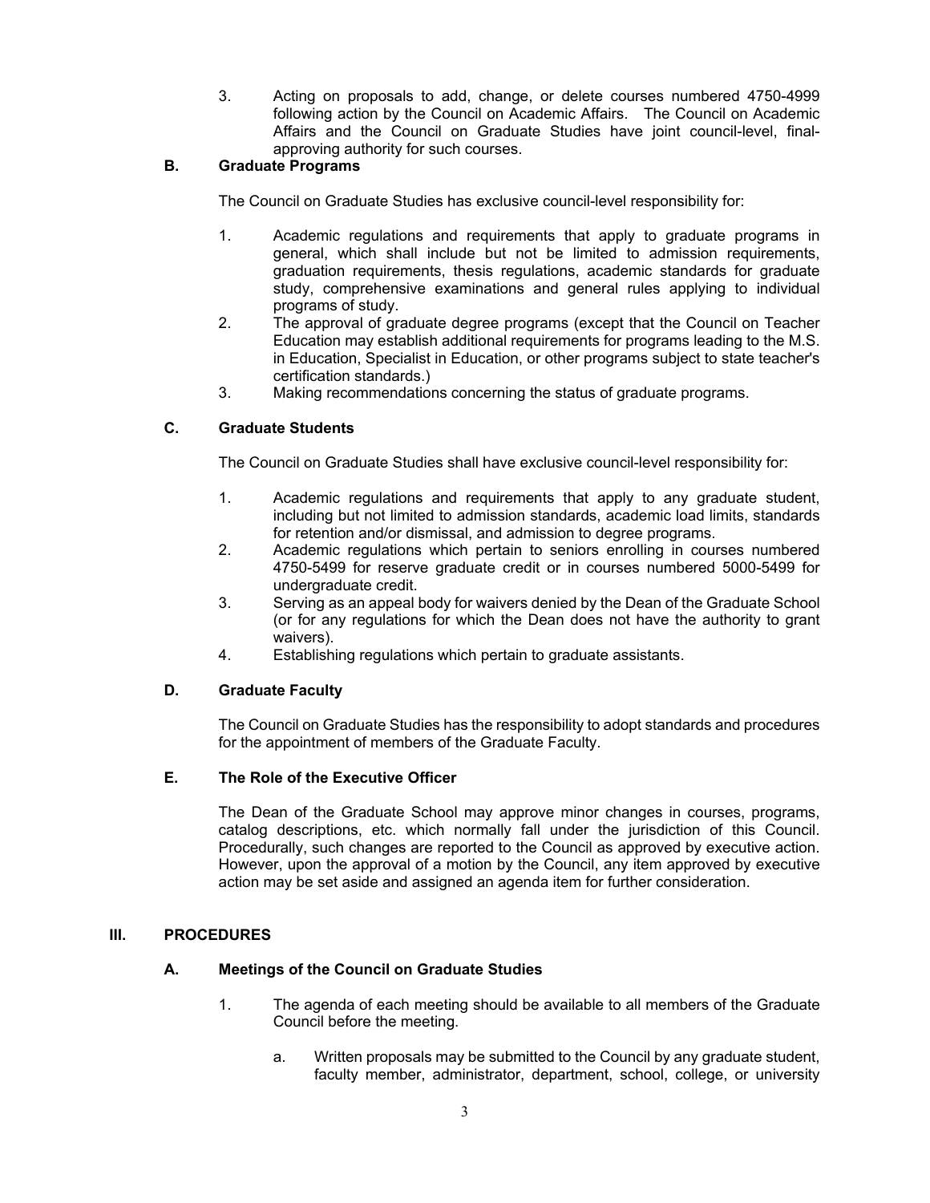3. Acting on proposals to add, change, or delete courses numbered 4750-4999 following action by the Council on Academic Affairs. The Council on Academic Affairs and the Council on Graduate Studies have joint council-level, final-approving authority for such courses.

### B. Graduate Programs

The Council on Graduate Studies has exclusive council-level responsibility for:

1. Academic regulations and requirements that apply to graduate programs in general, which shall include but not be limited to admission requirements, graduation requirements, thesis regulations, academic standards for graduate study, comprehensive examinations and general rules applying to individual programs of study.
2. The approval of graduate degree programs (except that the Council on Teacher Education may establish additional requirements for programs leading to the M.S. in Education, Specialist in Education, or other programs subject to state teacher's certification standards.)
3. Making recommendations concerning the status of graduate programs.

### C. Graduate Students

The Council on Graduate Studies shall have exclusive council-level responsibility for:

1. Academic regulations and requirements that apply to any graduate student, including but not limited to admission standards, academic load limits, standards for retention and/or dismissal, and admission to degree programs.
2. Academic regulations which pertain to seniors enrolling in courses numbered 4750-5499 for reserve graduate credit or in courses numbered 5000-5499 for undergraduate credit.
3. Serving as an appeal body for waivers denied by the Dean of the Graduate School (or for any regulations for which the Dean does not have the authority to grant waivers).
4. Establishing regulations which pertain to graduate assistants.

### D. Graduate Faculty

The Council on Graduate Studies has the responsibility to adopt standards and procedures for the appointment of members of the Graduate Faculty.

### E. The Role of the Executive Officer

The Dean of the Graduate School may approve minor changes in courses, programs, catalog descriptions, etc. which normally fall under the jurisdiction of this Council. Procedurally, such changes are reported to the Council as approved by executive action. However, upon the approval of a motion by the Council, any item approved by executive action may be set aside and assigned an agenda item for further consideration.

## III. PROCEDURES

### A. Meetings of the Council on Graduate Studies

1. The agenda of each meeting should be available to all members of the Graduate Council before the meeting.

   a. Written proposals may be submitted to the Council by any graduate student, faculty member, administrator, department, school, college, or university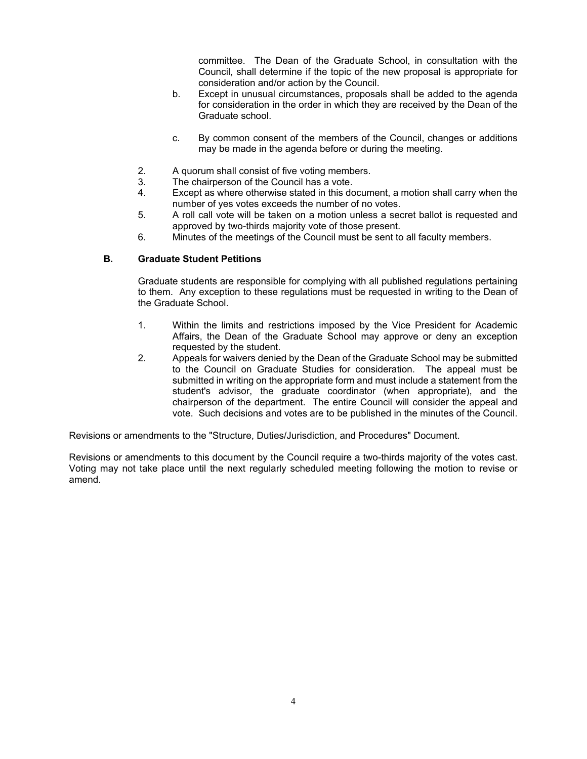committee. The Dean of the Graduate School, in consultation with the Council, shall determine if the topic of the new proposal is appropriate for consideration and/or action by the Council.

   b. Except in unusual circumstances, proposals shall be added to the agenda for consideration in the order in which they are received by the Dean of the Graduate school.

   c. By common consent of the members of the Council, changes or additions may be made in the agenda before or during the meeting.

2. A quorum shall consist of five voting members.
3. The chairperson of the Council has a vote.
4. Except as where otherwise stated in this document, a motion shall carry when the number of yes votes exceeds the number of no votes.
5. A roll call vote will be taken on a motion unless a secret ballot is requested and approved by two-thirds majority vote of those present.
6. Minutes of the meetings of the Council must be sent to all faculty members.

### B. Graduate Student Petitions

Graduate students are responsible for complying with all published regulations pertaining to them. Any exception to these regulations must be requested in writing to the Dean of the Graduate School.

1. Within the limits and restrictions imposed by the Vice President for Academic Affairs, the Dean of the Graduate School may approve or deny an exception requested by the student.
2. Appeals for waivers denied by the Dean of the Graduate School may be submitted to the Council on Graduate Studies for consideration. The appeal must be submitted in writing on the appropriate form and must include a statement from the student's advisor, the graduate coordinator (when appropriate), and the chairperson of the department. The entire Council will consider the appeal and vote. Such decisions and votes are to be published in the minutes of the Council.

Revisions or amendments to the "Structure, Duties/Jurisdiction, and Procedures" Document.

Revisions or amendments to this document by the Council require a two-thirds majority of the votes cast. Voting may not take place until the next regularly scheduled meeting following the motion to revise or amend.